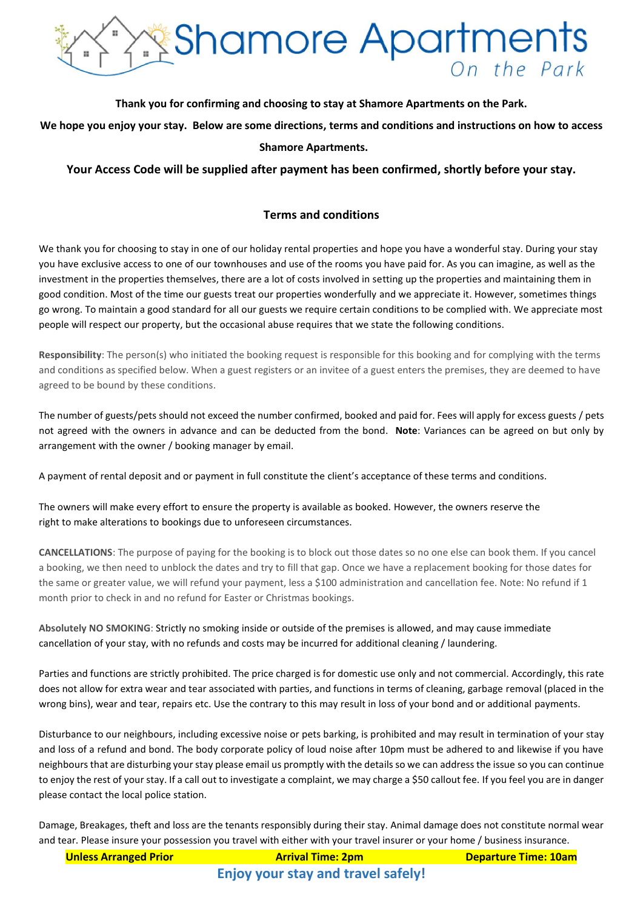# Shamore Apartments *On the Park*

**Thank you for confirming and choosing to stay at Shamore Apartments on the Park.**

**We hope you enjoy your stay. Below are some directions, terms and conditions and instructions on how to access Shamore Apartments.**

**Your Access Code will be supplied after payment has been confirmed, shortly before your stay.**

## Terms and conditions

We thank you for choosing to stay in one of our holiday rental properties and hope you have a wonderful stay. During your stay you have exclusive access to one of our townhouses and use of the rooms you have paid for. As you can imagine, as well as the investment in the properties themselves, there are a lot of costs involved in setting up the properties and maintaining them in good condition. Most of the time our guests treat our properties wonderfully and we appreciate it. However, sometimes things go wrong. To maintain a good standard for all our guests we require certain conditions to be complied with. We appreciate most people will respect our property, but the occasional abuse requires that we state the following conditions.

**Responsibility**: The person(s) who initiated the booking request is responsible for this booking and for complying with the terms and conditions as specified below. When a guest registers or an invitee of a guest enters the premises, they are deemed to have agreed to be bound by these conditions.

The number of guests/pets should not exceed the number confirmed, booked and paid for. Fees will apply for excess guests / pets not agreed with the owners in advance and can be deducted from the bond. **Note**: Variances can be agreed on but only by arrangement with the owner / booking manager by email.

A payment of rental deposit and or payment in full constitute the client's acceptance of these terms and conditions.

The owners will make every effort to ensure the property is available as booked. However, the owners reserve the right to make alterations to bookings due to unforeseen circumstances.

**CANCELLATIONS**: The purpose of paying for the booking is to block out those dates so no one else can book them. If you cancel a booking, we then need to unblock the dates and try to fill that gap. Once we have a replacement booking for those dates for the same or greater value, we will refund your payment, less a $100 administration and cancellation fee. Note: No refund if 1 month prior to check in and no refund for Easter or Christmas bookings.

**Absolutely NO SMOKING**: Strictly no smoking inside or outside of the premises is allowed, and may cause immediate cancellation of your stay, with no refunds and costs may be incurred for additional cleaning / laundering.

Parties and functions are strictly prohibited. The price charged is for domestic use only and not commercial. Accordingly, this rate does not allow for extra wear and tear associated with parties, and functions in terms of cleaning, garbage removal (placed in the wrong bins), wear and tear, repairs etc. Use the contrary to this may result in loss of your bond and or additional payments.

Disturbance to our neighbours, including excessive noise or pets barking, is prohibited and may result in termination of your stay and loss of a refund and bond. The body corporate policy of loud noise after 10pm must be adhered to and likewise if you have neighbours that are disturbing your stay please email us promptly with the details so we can address the issue so you can continue to enjoy the rest of your stay. If a call out to investigate a complaint, we may charge a $50 callout fee. If you feel you are in danger please contact the local police station.

Damage, Breakages, theft and loss are the tenants responsibly during their stay. Animal damage does not constitute normal wear and tear. Please insure your possession you travel with either with your travel insurer or your home / business insurance.

**Unless Arranged Prior** **Arrival Time: 2pm** **Departure Time: 10am**

**Enjoy your stay and travel safely!**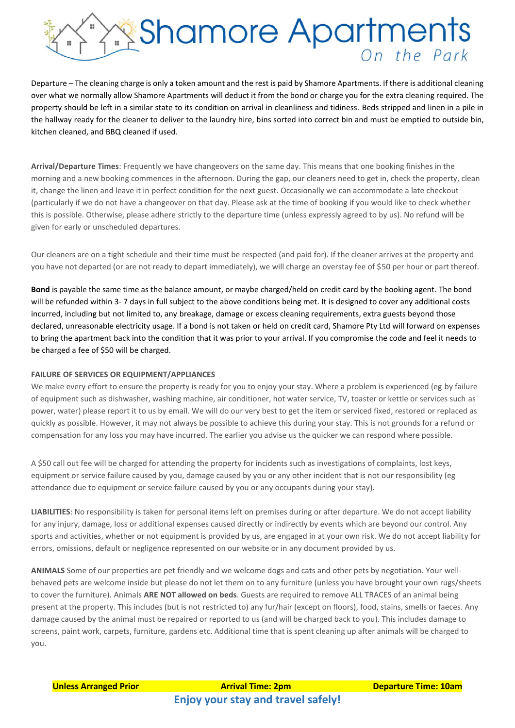Departure – The cleaning charge is only a token amount and the rest is paid by Shamore Apartments. If there is additional cleaning over what we normally allow Shamore Apartments will deduct it from the bond or charge you for the extra cleaning required. The property should be left in a similar state to its condition on arrival in cleanliness and tidiness. Beds stripped and linen in a pile in the hallway ready for the cleaner to deliver to the laundry hire, bins sorted into correct bin and must be emptied to outside bin, kitchen cleaned, and BBQ cleaned if used.

**Arrival/Departure Times**: Frequently we have changeovers on the same day. This means that one booking finishes in the morning and a new booking commences in the afternoon. During the gap, our cleaners need to get in, check the property, clean it, change the linen and leave it in perfect condition for the next guest. Occasionally we can accommodate a late checkout (particularly if we do not have a changeover on that day. Please ask at the time of booking if you would like to check whether this is possible. Otherwise, please adhere strictly to the departure time (unless expressly agreed to by us). No refund will be given for early or unscheduled departures.

Our cleaners are on a tight schedule and their time must be respected (and paid for). If the cleaner arrives at the property and you have not departed (or are not ready to depart immediately), we will charge an overstay fee of $50 per hour or part thereof.

**Bond** is payable the same time as the balance amount, or maybe charged/held on credit card by the booking agent. The bond will be refunded within 3- 7 days in full subject to the above conditions being met. It is designed to cover any additional costs incurred, including but not limited to, any breakage, damage or excess cleaning requirements, extra guests beyond those declared, unreasonable electricity usage. If a bond is not taken or held on credit card, Shamore Pty Ltd will forward on expenses to bring the apartment back into the condition that it was prior to your arrival. If you compromise the code and feel it needs to be charged a fee of $50 will be charged.

**FAILURE OF SERVICES OR EQUIPMENT/APPLIANCES**

We make every effort to ensure the property is ready for you to enjoy your stay. Where a problem is experienced (eg by failure of equipment such as dishwasher, washing machine, air conditioner, hot water service, TV, toaster or kettle or services such as power, water) please report it to us by email. We will do our very best to get the item or serviced fixed, restored or replaced as quickly as possible. However, it may not always be possible to achieve this during your stay. This is not grounds for a refund or compensation for any loss you may have incurred. The earlier you advise us the quicker we can respond where possible.

A $50 call out fee will be charged for attending the property for incidents such as investigations of complaints, lost keys, equipment or service failure caused by you, damage caused by you or any other incident that is not our responsibility (eg attendance due to equipment or service failure caused by you or any occupants during your stay).

**LIABILITIES**: No responsibility is taken for personal items left on premises during or after departure. We do not accept liability for any injury, damage, loss or additional expenses caused directly or indirectly by events which are beyond our control. Any sports and activities, whether or not equipment is provided by us, are engaged in at your own risk. We do not accept liability for errors, omissions, default or negligence represented on our website or in any document provided by us.

**ANIMALS** Some of our properties are pet friendly and we welcome dogs and cats and other pets by negotiation. Your well-behaved pets are welcome inside but please do not let them on to any furniture (unless you have brought your own rugs/sheets to cover the furniture). Animals **ARE NOT allowed on beds**. Guests are required to remove ALL TRACES of an animal being present at the property. This includes (but is not restricted to) any fur/hair (except on floors), food, stains, smells or faeces. Any damage caused by the animal must be repaired or reported to us (and will be charged back to you). This includes damage to screens, paint work, carpets, furniture, gardens etc. Additional time that is spent cleaning up after animals will be charged to you.

**Unless Arranged Prior** **Arrival Time: 2pm** **Departure Time: 10am**

**Enjoy your stay and travel safely!**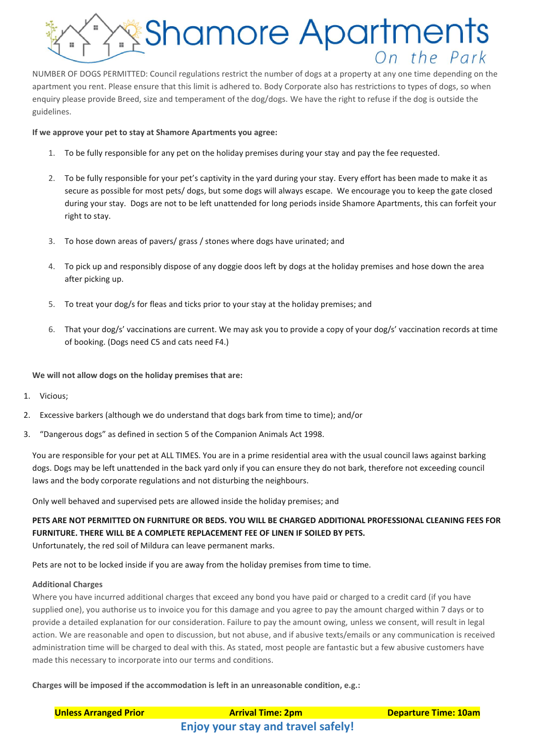# Shamore Apartments *On the Park*

NUMBER OF DOGS PERMITTED: Council regulations restrict the number of dogs at a property at any one time depending on the apartment you rent. Please ensure that this limit is adhered to. Body Corporate also has restrictions to types of dogs, so when enquiry please provide Breed, size and temperament of the dog/dogs. We have the right to refuse if the dog is outside the guidelines.

**If we approve your pet to stay at Shamore Apartments you agree:**

1. To be fully responsible for any pet on the holiday premises during your stay and pay the fee requested.
2. To be fully responsible for your pet's captivity in the yard during your stay. Every effort has been made to make it as secure as possible for most pets/ dogs, but some dogs will always escape. We encourage you to keep the gate closed during your stay. Dogs are not to be left unattended for long periods inside Shamore Apartments, this can forfeit your right to stay.
3. To hose down areas of pavers/ grass / stones where dogs have urinated; and
4. To pick up and responsibly dispose of any doggie doos left by dogs at the holiday premises and hose down the area after picking up.
5. To treat your dog/s for fleas and ticks prior to your stay at the holiday premises; and
6. That your dog/s' vaccinations are current. We may ask you to provide a copy of your dog/s' vaccination records at time of booking. (Dogs need C5 and cats need F4.)

**We will not allow dogs on the holiday premises that are:**

1. Vicious;
2. Excessive barkers (although we do understand that dogs bark from time to time); and/or
3. "Dangerous dogs" as defined in section 5 of the Companion Animals Act 1998.

You are responsible for your pet at ALL TIMES. You are in a prime residential area with the usual council laws against barking dogs. Dogs may be left unattended in the back yard only if you can ensure they do not bark, therefore not exceeding council laws and the body corporate regulations and not disturbing the neighbours.

Only well behaved and supervised pets are allowed inside the holiday premises; and

**PETS ARE NOT PERMITTED ON FURNITURE OR BEDS. YOU WILL BE CHARGED ADDITIONAL PROFESSIONAL CLEANING FEES FOR FURNITURE. THERE WILL BE A COMPLETE REPLACEMENT FEE OF LINEN IF SOILED BY PETS.**
Unfortunately, the red soil of Mildura can leave permanent marks.

Pets are not to be locked inside if you are away from the holiday premises from time to time.

**Additional Charges**
Where you have incurred additional charges that exceed any bond you have paid or charged to a credit card (if you have supplied one), you authorise us to invoice you for this damage and you agree to pay the amount charged within 7 days or to provide a detailed explanation for our consideration. Failure to pay the amount owing, unless we consent, will result in legal action. We are reasonable and open to discussion, but not abuse, and if abusive texts/emails or any communication is received administration time will be charged to deal with this. As stated, most people are fantastic but a few abusive customers have made this necessary to incorporate into our terms and conditions.

**Charges will be imposed if the accommodation is left in an unreasonable condition, e.g.:**

**Unless Arranged Prior** | **Arrival Time: 2pm** | **Departure Time: 10am**

**Enjoy your stay and travel safely!**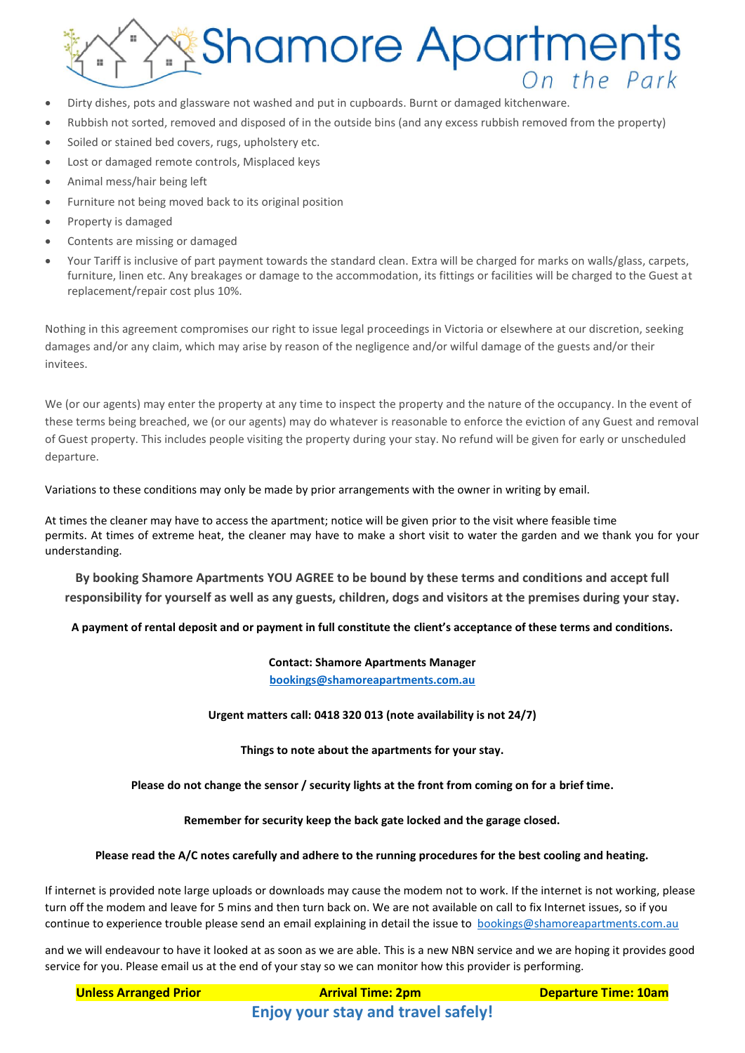# Shamore Apartments *On the Park*

- Dirty dishes, pots and glassware not washed and put in cupboards. Burnt or damaged kitchenware.
- Rubbish not sorted, removed and disposed of in the outside bins (and any excess rubbish removed from the property)
- Soiled or stained bed covers, rugs, upholstery etc.
- Lost or damaged remote controls, Misplaced keys
- Animal mess/hair being left
- Furniture not being moved back to its original position
- Property is damaged
- Contents are missing or damaged
- Your Tariff is inclusive of part payment towards the standard clean. Extra will be charged for marks on walls/glass, carpets, furniture, linen etc. Any breakages or damage to the accommodation, its fittings or facilities will be charged to the Guest at replacement/repair cost plus 10%.

Nothing in this agreement compromises our right to issue legal proceedings in Victoria or elsewhere at our discretion, seeking damages and/or any claim, which may arise by reason of the negligence and/or wilful damage of the guests and/or their invitees.

We (or our agents) may enter the property at any time to inspect the property and the nature of the occupancy. In the event of these terms being breached, we (or our agents) may do whatever is reasonable to enforce the eviction of any Guest and removal of Guest property. This includes people visiting the property during your stay. No refund will be given for early or unscheduled departure.

Variations to these conditions may only be made by prior arrangements with the owner in writing by email.

At times the cleaner may have to access the apartment; notice will be given prior to the visit where feasible time permits. At times of extreme heat, the cleaner may have to make a short visit to water the garden and we thank you for your understanding.

**By booking Shamore Apartments YOU AGREE to be bound by these terms and conditions and accept full responsibility for yourself as well as any guests, children, dogs and visitors at the premises during your stay.**

**A payment of rental deposit and or payment in full constitute the client's acceptance of these terms and conditions.**

**Contact: Shamore Apartments Manager**
**bookings@shamoreapartments.com.au**

**Urgent matters call: 0418 320 013 (note availability is not 24/7)**

**Things to note about the apartments for your stay.**

**Please do not change the sensor / security lights at the front from coming on for a brief time.**

**Remember for security keep the back gate locked and the garage closed.**

**Please read the A/C notes carefully and adhere to the running procedures for the best cooling and heating.**

If internet is provided note large uploads or downloads may cause the modem not to work. If the internet is not working, please turn off the modem and leave for 5 mins and then turn back on. We are not available on call to fix Internet issues, so if you continue to experience trouble please send an email explaining in detail the issue to bookings@shamoreapartments.com.au

and we will endeavour to have it looked at as soon as we are able. This is a new NBN service and we are hoping it provides good service for you. Please email us at the end of your stay so we can monitor how this provider is performing.

**Unless Arranged Prior** **Arrival Time: 2pm** **Departure Time: 10am**

**Enjoy your stay and travel safely!**